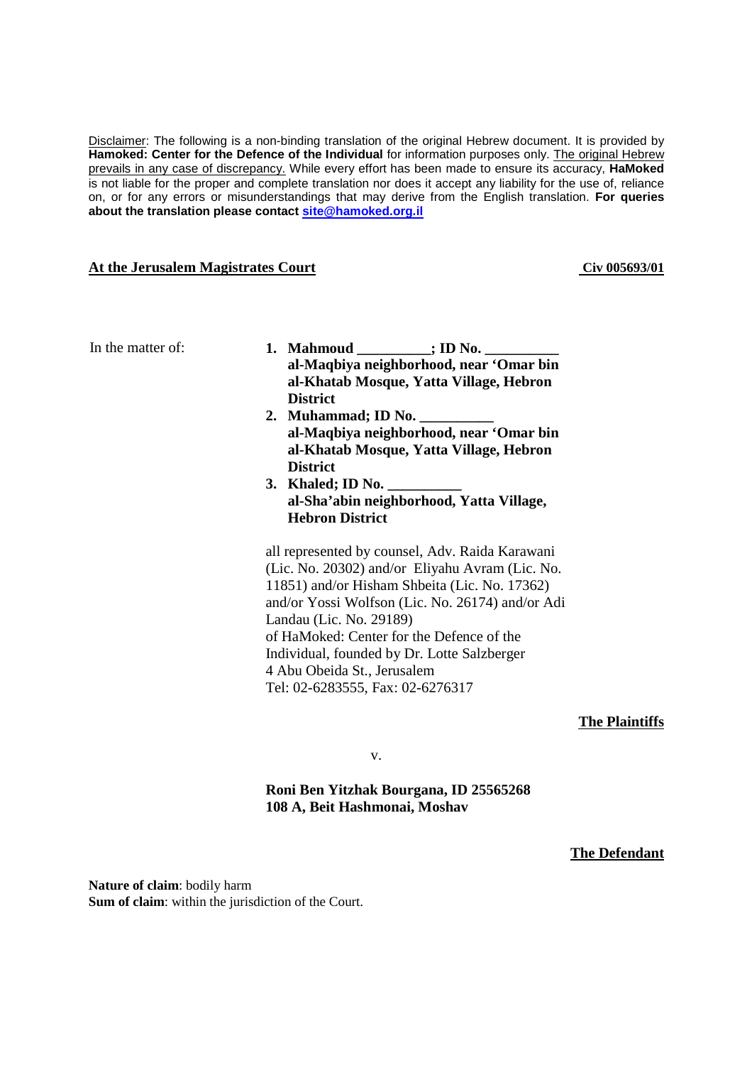Disclaimer: The following is a non-binding translation of the original Hebrew document. It is provided by **Hamoked: Center for the Defence of the Individual** for information purposes only. The original Hebrew prevails in any case of discrepancy. While every effort has been made to ensure its accuracy, **HaMoked** is not liable for the proper and complete translation nor does it accept any liability for the use of, reliance on, or for any errors or misunderstandings that may derive from the English translation. **For queries about the translation please contact site@hamoked.org.il**

**At the Jerusalem Magistrates Court** **Civ 005693/01**

In the matter of:

1. **Mahmoud __________; ID No. __________**
   **al-Maqbiya neighborhood, near 'Omar bin al-Khatab Mosque, Yatta Village, Hebron District**
2. **Muhammad; ID No. __________**
   **al-Maqbiya neighborhood, near 'Omar bin al-Khatab Mosque, Yatta Village, Hebron District**
3. **Khaled; ID No. __________**
   **al-Sha'abin neighborhood, Yatta Village, Hebron District**

all represented by counsel, Adv. Raida Karawani (Lic. No. 20302) and/or Eliyahu Avram (Lic. No. 11851) and/or Hisham Shbeita (Lic. No. 17362) and/or Yossi Wolfson (Lic. No. 26174) and/or Adi Landau (Lic. No. 29189)
of HaMoked: Center for the Defence of the Individual, founded by Dr. Lotte Salzberger
4 Abu Obeida St., Jerusalem
Tel: 02-6283555, Fax: 02-6276317

**The Plaintiffs**

v.

**Roni Ben Yitzhak Bourgana, ID 25565268**
**108 A, Beit Hashmonai, Moshav**

**The Defendant**

**Nature of claim**: bodily harm
**Sum of claim**: within the jurisdiction of the Court.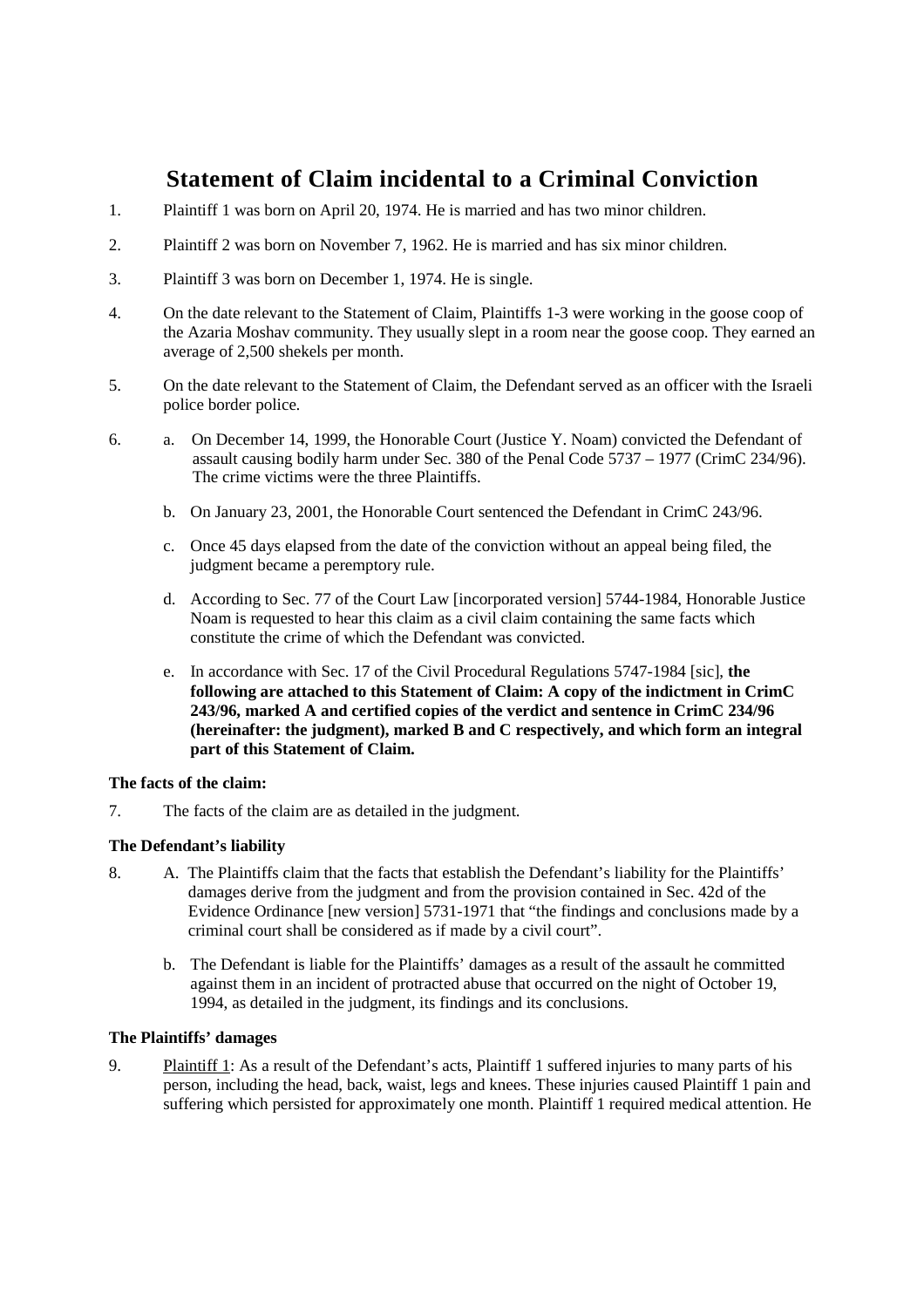# Statement of Claim incidental to a Criminal Conviction

1. Plaintiff 1 was born on April 20, 1974. He is married and has two minor children.

2. Plaintiff 2 was born on November 7, 1962. He is married and has six minor children.

3. Plaintiff 3 was born on December 1, 1974. He is single.

4. On the date relevant to the Statement of Claim, Plaintiffs 1-3 were working in the goose coop of the Azaria Moshav community. They usually slept in a room near the goose coop. They earned an average of 2,500 shekels per month.

5. On the date relevant to the Statement of Claim, the Defendant served as an officer with the Israeli police border police.

6. a. On December 14, 1999, the Honorable Court (Justice Y. Noam) convicted the Defendant of assault causing bodily harm under Sec. 380 of the Penal Code 5737 – 1977 (CrimC 234/96). The crime victims were the three Plaintiffs.

   b. On January 23, 2001, the Honorable Court sentenced the Defendant in CrimC 243/96.

   c. Once 45 days elapsed from the date of the conviction without an appeal being filed, the judgment became a peremptory rule.

   d. According to Sec. 77 of the Court Law [incorporated version] 5744-1984, Honorable Justice Noam is requested to hear this claim as a civil claim containing the same facts which constitute the crime of which the Defendant was convicted.

   e. In accordance with Sec. 17 of the Civil Procedural Regulations 5747-1984 [sic], **the following are attached to this Statement of Claim: A copy of the indictment in CrimC 243/96, marked A and certified copies of the verdict and sentence in CrimC 234/96 (hereinafter: the judgment), marked B and C respectively, and which form an integral part of this Statement of Claim.**

**The facts of the claim:**

7. The facts of the claim are as detailed in the judgment.

**The Defendant's liability**

8. A. The Plaintiffs claim that the facts that establish the Defendant's liability for the Plaintiffs' damages derive from the judgment and from the provision contained in Sec. 42d of the Evidence Ordinance [new version] 5731-1971 that "the findings and conclusions made by a criminal court shall be considered as if made by a civil court".

   b. The Defendant is liable for the Plaintiffs' damages as a result of the assault he committed against them in an incident of protracted abuse that occurred on the night of October 19, 1994, as detailed in the judgment, its findings and its conclusions.

**The Plaintiffs' damages**

9. Plaintiff 1: As a result of the Defendant's acts, Plaintiff 1 suffered injuries to many parts of his person, including the head, back, waist, legs and knees. These injuries caused Plaintiff 1 pain and suffering which persisted for approximately one month. Plaintiff 1 required medical attention. He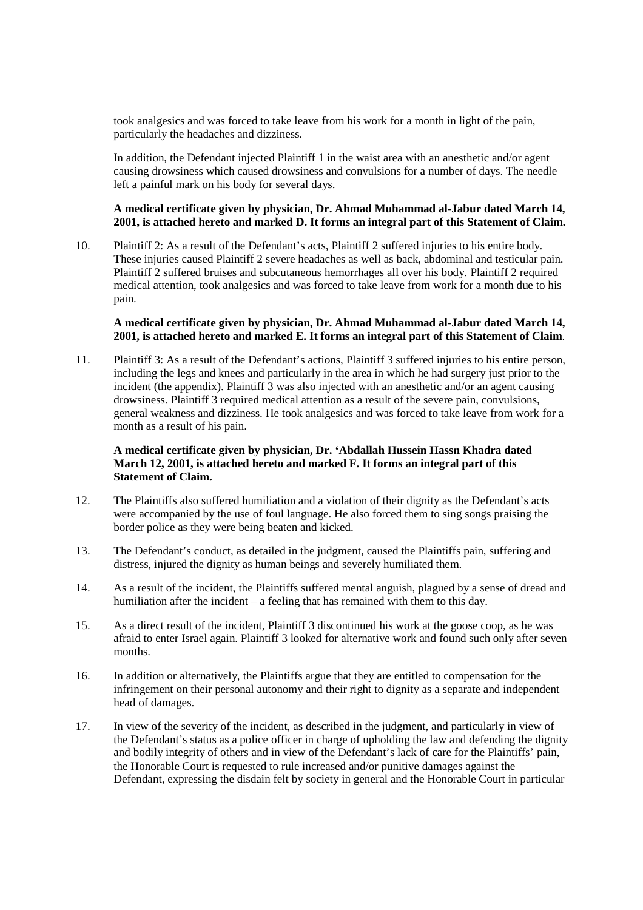took analgesics and was forced to take leave from his work for a month in light of the pain, particularly the headaches and dizziness.

In addition, the Defendant injected Plaintiff 1 in the waist area with an anesthetic and/or agent causing drowsiness which caused drowsiness and convulsions for a number of days. The needle left a painful mark on his body for several days.

**A medical certificate given by physician, Dr. Ahmad Muhammad al-Jabur dated March 14, 2001, is attached hereto and marked D. It forms an integral part of this Statement of Claim.**

10. Plaintiff 2: As a result of the Defendant's acts, Plaintiff 2 suffered injuries to his entire body. These injuries caused Plaintiff 2 severe headaches as well as back, abdominal and testicular pain. Plaintiff 2 suffered bruises and subcutaneous hemorrhages all over his body. Plaintiff 2 required medical attention, took analgesics and was forced to take leave from work for a month due to his pain.

    **A medical certificate given by physician, Dr. Ahmad Muhammad al-Jabur dated March 14, 2001, is attached hereto and marked E. It forms an integral part of this Statement of Claim**.

11. Plaintiff 3: As a result of the Defendant's actions, Plaintiff 3 suffered injuries to his entire person, including the legs and knees and particularly in the area in which he had surgery just prior to the incident (the appendix). Plaintiff 3 was also injected with an anesthetic and/or an agent causing drowsiness. Plaintiff 3 required medical attention as a result of the severe pain, convulsions, general weakness and dizziness. He took analgesics and was forced to take leave from work for a month as a result of his pain.

    **A medical certificate given by physician, Dr. 'Abdallah Hussein Hassn Khadra dated March 12, 2001, is attached hereto and marked F. It forms an integral part of this Statement of Claim.**

12. The Plaintiffs also suffered humiliation and a violation of their dignity as the Defendant's acts were accompanied by the use of foul language. He also forced them to sing songs praising the border police as they were being beaten and kicked.

13. The Defendant's conduct, as detailed in the judgment, caused the Plaintiffs pain, suffering and distress, injured the dignity as human beings and severely humiliated them.

14. As a result of the incident, the Plaintiffs suffered mental anguish, plagued by a sense of dread and humiliation after the incident – a feeling that has remained with them to this day.

15. As a direct result of the incident, Plaintiff 3 discontinued his work at the goose coop, as he was afraid to enter Israel again. Plaintiff 3 looked for alternative work and found such only after seven months.

16. In addition or alternatively, the Plaintiffs argue that they are entitled to compensation for the infringement on their personal autonomy and their right to dignity as a separate and independent head of damages.

17. In view of the severity of the incident, as described in the judgment, and particularly in view of the Defendant's status as a police officer in charge of upholding the law and defending the dignity and bodily integrity of others and in view of the Defendant's lack of care for the Plaintiffs' pain, the Honorable Court is requested to rule increased and/or punitive damages against the Defendant, expressing the disdain felt by society in general and the Honorable Court in particular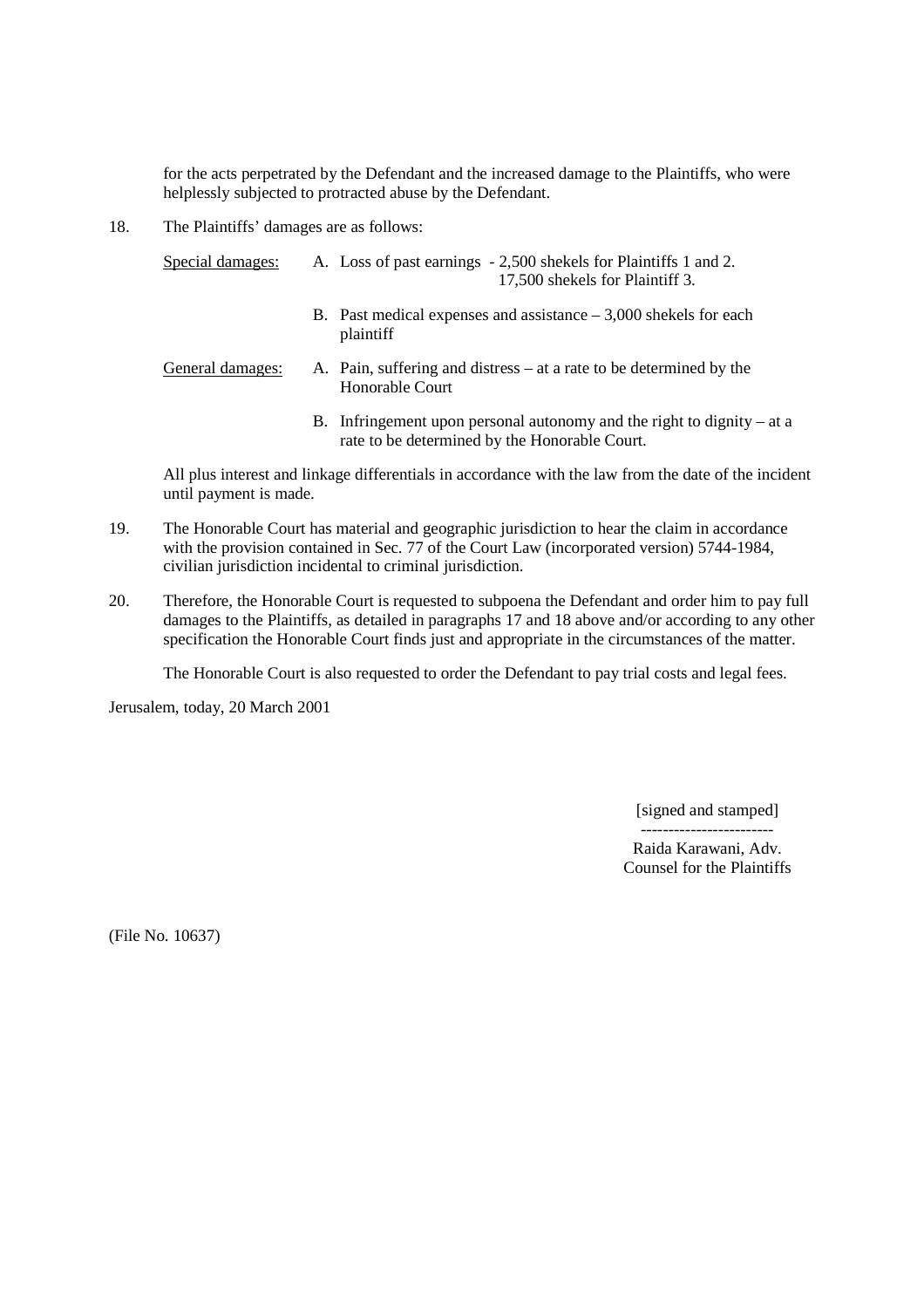for the acts perpetrated by the Defendant and the increased damage to the Plaintiffs, who were helplessly subjected to protracted abuse by the Defendant.

18. The Plaintiffs' damages are as follows:

<u>Special damages:</u>

A. Loss of past earnings - 2,500 shekels for Plaintiffs 1 and 2.
   17,500 shekels for Plaintiff 3.

B. Past medical expenses and assistance – 3,000 shekels for each plaintiff

<u>General damages:</u>

A. Pain, suffering and distress – at a rate to be determined by the Honorable Court

B. Infringement upon personal autonomy and the right to dignity – at a rate to be determined by the Honorable Court.

All plus interest and linkage differentials in accordance with the law from the date of the incident until payment is made.

19. The Honorable Court has material and geographic jurisdiction to hear the claim in accordance with the provision contained in Sec. 77 of the Court Law (incorporated version) 5744-1984, civilian jurisdiction incidental to criminal jurisdiction.

20. Therefore, the Honorable Court is requested to subpoena the Defendant and order him to pay full damages to the Plaintiffs, as detailed in paragraphs 17 and 18 above and/or according to any other specification the Honorable Court finds just and appropriate in the circumstances of the matter.

The Honorable Court is also requested to order the Defendant to pay trial costs and legal fees.

Jerusalem, today, 20 March 2001

[signed and stamped]
------------------------
Raida Karawani, Adv.
Counsel for the Plaintiffs

(File No. 10637)